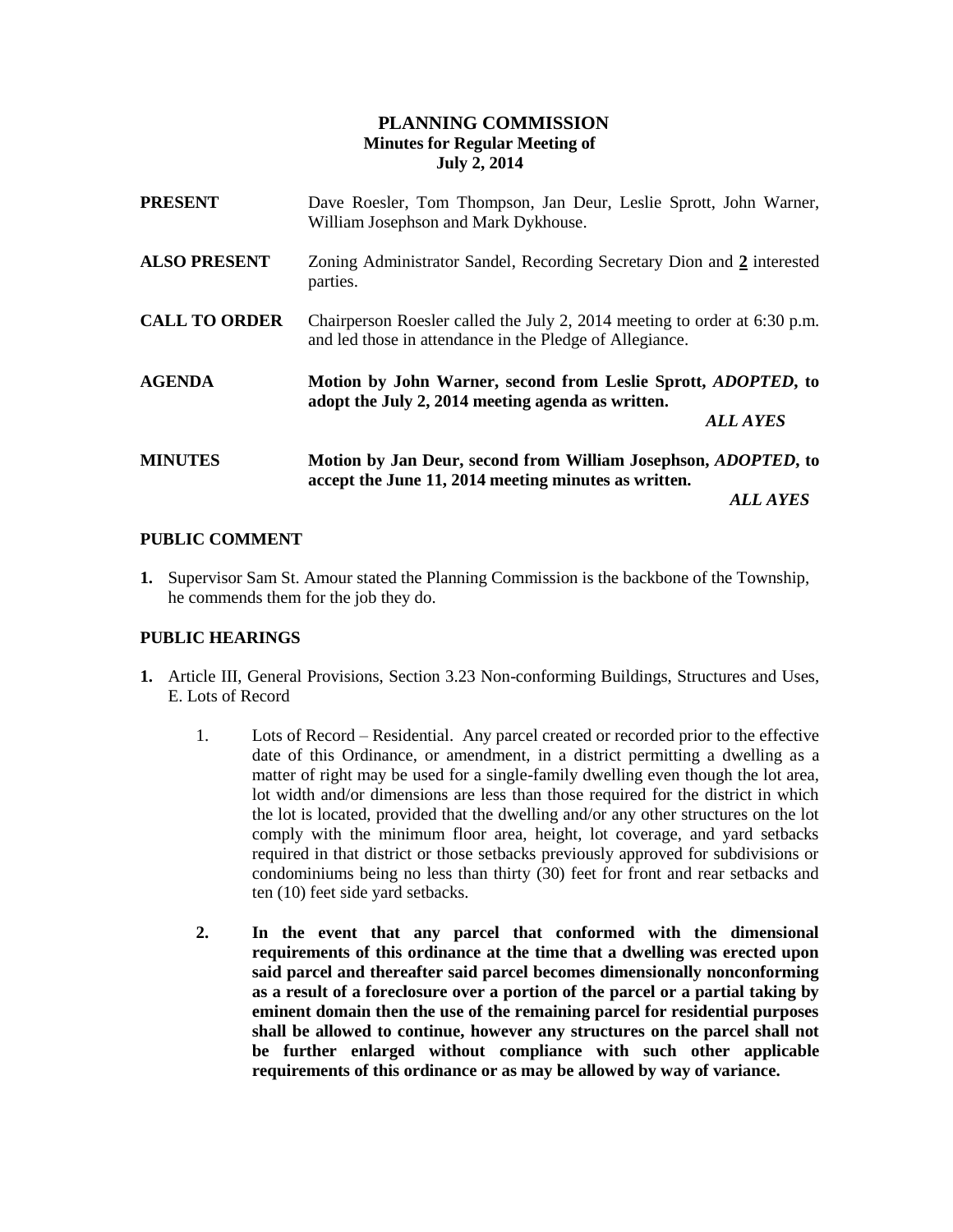# PLANNING COMMISSION

**Minutes for Regular Meeting of**
**July 2, 2014**

**PRESENT** Dave Roesler, Tom Thompson, Jan Deur, Leslie Sprott, John Warner, William Josephson and Mark Dykhouse.

**ALSO PRESENT** Zoning Administrator Sandel, Recording Secretary Dion and **2** interested parties.

**CALL TO ORDER** Chairperson Roesler called the July 2, 2014 meeting to order at 6:30 p.m. and led those in attendance in the Pledge of Allegiance.

**AGENDA** **Motion by John Warner, second from Leslie Sprott, *ADOPTED*, to adopt the July 2, 2014 meeting agenda as written.**

***ALL AYES***

**MINUTES** **Motion by Jan Deur, second from William Josephson, *ADOPTED*, to accept the June 11, 2014 meeting minutes as written.**

***ALL AYES***

## PUBLIC COMMENT

1. Supervisor Sam St. Amour stated the Planning Commission is the backbone of the Township, he commends them for the job they do.

## PUBLIC HEARINGS

1. Article III, General Provisions, Section 3.23 Non-conforming Buildings, Structures and Uses, E. Lots of Record

    1. Lots of Record – Residential. Any parcel created or recorded prior to the effective date of this Ordinance, or amendment, in a district permitting a dwelling as a matter of right may be used for a single-family dwelling even though the lot area, lot width and/or dimensions are less than those required for the district in which the lot is located, provided that the dwelling and/or any other structures on the lot comply with the minimum floor area, height, lot coverage, and yard setbacks required in that district or those setbacks previously approved for subdivisions or condominiums being no less than thirty (30) feet for front and rear setbacks and ten (10) feet side yard setbacks.

    2. **In the event that any parcel that conformed with the dimensional requirements of this ordinance at the time that a dwelling was erected upon said parcel and thereafter said parcel becomes dimensionally nonconforming as a result of a foreclosure over a portion of the parcel or a partial taking by eminent domain then the use of the remaining parcel for residential purposes shall be allowed to continue, however any structures on the parcel shall not be further enlarged without compliance with such other applicable requirements of this ordinance or as may be allowed by way of variance.**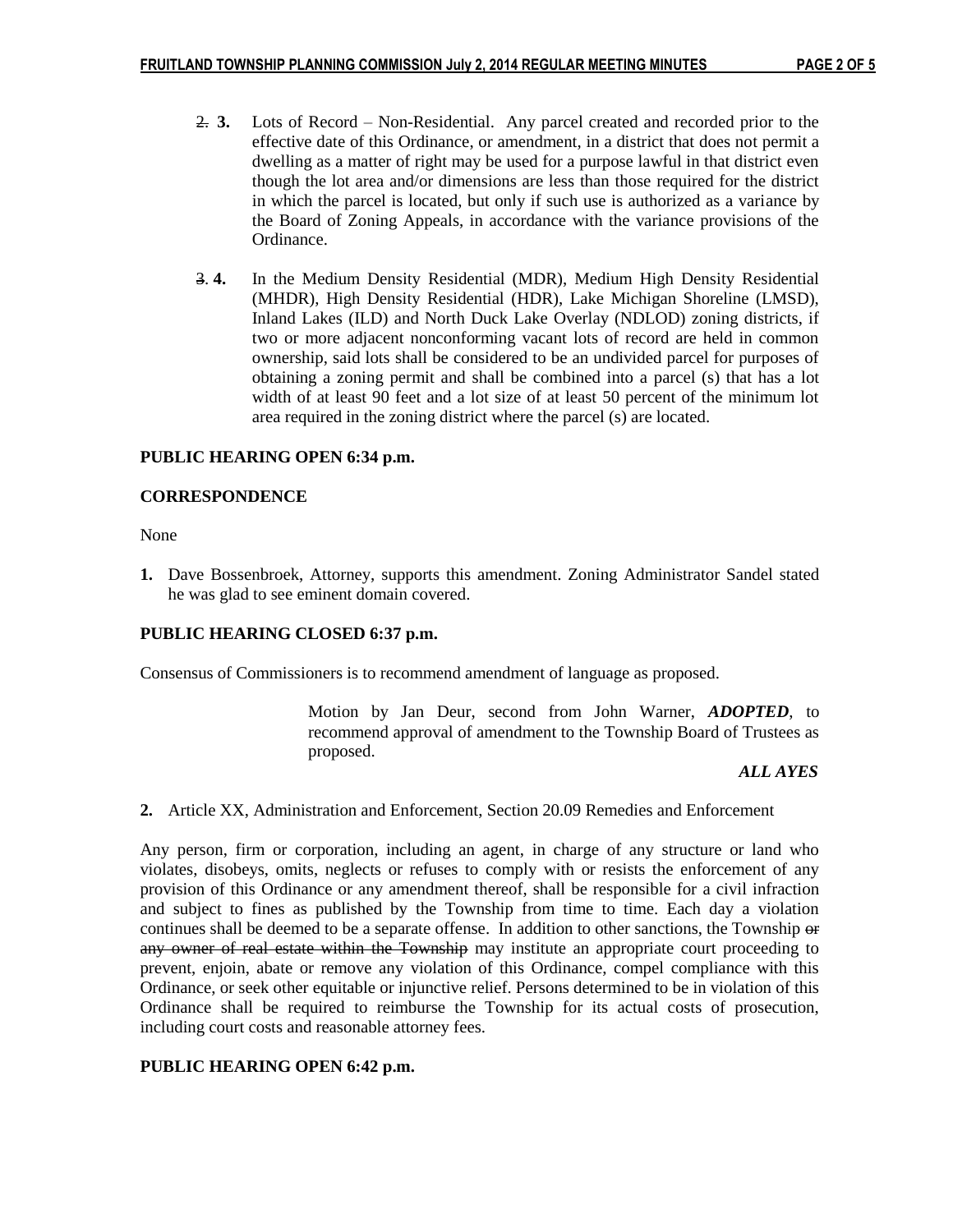~~2.~~ **3.** Lots of Record – Non-Residential. Any parcel created and recorded prior to the effective date of this Ordinance, or amendment, in a district that does not permit a dwelling as a matter of right may be used for a purpose lawful in that district even though the lot area and/or dimensions are less than those required for the district in which the parcel is located, but only if such use is authorized as a variance by the Board of Zoning Appeals, in accordance with the variance provisions of the Ordinance.

~~3.~~ **4.** In the Medium Density Residential (MDR), Medium High Density Residential (MHDR), High Density Residential (HDR), Lake Michigan Shoreline (LMSD), Inland Lakes (ILD) and North Duck Lake Overlay (NDLOD) zoning districts, if two or more adjacent nonconforming vacant lots of record are held in common ownership, said lots shall be considered to be an undivided parcel for purposes of obtaining a zoning permit and shall be combined into a parcel (s) that has a lot width of at least 90 feet and a lot size of at least 50 percent of the minimum lot area required in the zoning district where the parcel (s) are located.

**PUBLIC HEARING OPEN 6:34 p.m.**

**CORRESPONDENCE**

None

**1.** Dave Bossenbroek, Attorney, supports this amendment. Zoning Administrator Sandel stated he was glad to see eminent domain covered.

**PUBLIC HEARING CLOSED 6:37 p.m.**

Consensus of Commissioners is to recommend amendment of language as proposed.

Motion by Jan Deur, second from John Warner, ***ADOPTED***, to recommend approval of amendment to the Township Board of Trustees as proposed.

***ALL AYES***

**2.** Article XX, Administration and Enforcement, Section 20.09 Remedies and Enforcement

Any person, firm or corporation, including an agent, in charge of any structure or land who violates, disobeys, omits, neglects or refuses to comply with or resists the enforcement of any provision of this Ordinance or any amendment thereof, shall be responsible for a civil infraction and subject to fines as published by the Township from time to time. Each day a violation continues shall be deemed to be a separate offense. In addition to other sanctions, the Township ~~or any owner of real estate within the Township~~ may institute an appropriate court proceeding to prevent, enjoin, abate or remove any violation of this Ordinance, compel compliance with this Ordinance, or seek other equitable or injunctive relief. Persons determined to be in violation of this Ordinance shall be required to reimburse the Township for its actual costs of prosecution, including court costs and reasonable attorney fees.

**PUBLIC HEARING OPEN 6:42 p.m.**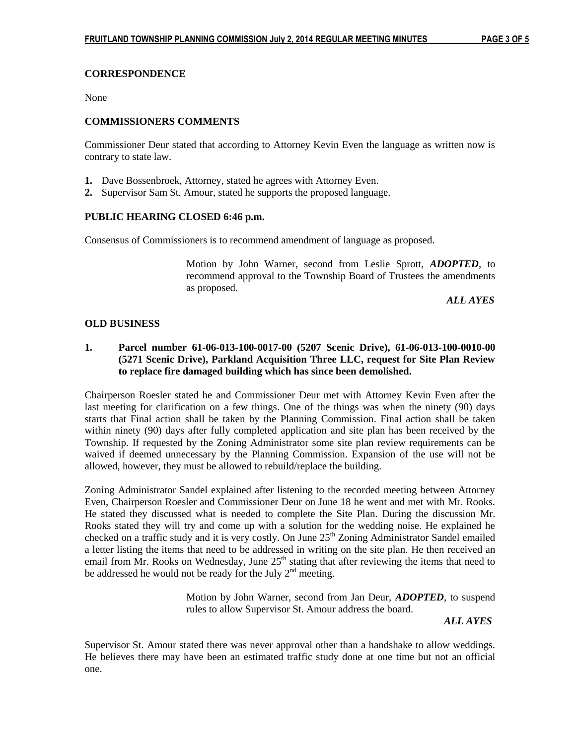## CORRESPONDENCE

None

## COMMISSIONERS COMMENTS

Commissioner Deur stated that according to Attorney Kevin Even the language as written now is contrary to state law.

1. Dave Bossenbroek, Attorney, stated he agrees with Attorney Even.
2. Supervisor Sam St. Amour, stated he supports the proposed language.

## PUBLIC HEARING CLOSED 6:46 p.m.

Consensus of Commissioners is to recommend amendment of language as proposed.

> Motion by John Warner, second from Leslie Sprott, ***ADOPTED***, to recommend approval to the Township Board of Trustees the amendments as proposed.
>
> ***ALL AYES***

## OLD BUSINESS

**1. Parcel number 61-06-013-100-0017-00 (5207 Scenic Drive), 61-06-013-100-0010-00 (5271 Scenic Drive), Parkland Acquisition Three LLC, request for Site Plan Review to replace fire damaged building which has since been demolished.**

Chairperson Roesler stated he and Commissioner Deur met with Attorney Kevin Even after the last meeting for clarification on a few things. One of the things was when the ninety (90) days starts that Final action shall be taken by the Planning Commission. Final action shall be taken within ninety (90) days after fully completed application and site plan has been received by the Township. If requested by the Zoning Administrator some site plan review requirements can be waived if deemed unnecessary by the Planning Commission. Expansion of the use will not be allowed, however, they must be allowed to rebuild/replace the building.

Zoning Administrator Sandel explained after listening to the recorded meeting between Attorney Even, Chairperson Roesler and Commissioner Deur on June 18 he went and met with Mr. Rooks. He stated they discussed what is needed to complete the Site Plan. During the discussion Mr. Rooks stated they will try and come up with a solution for the wedding noise. He explained he checked on a traffic study and it is very costly. On June 25th Zoning Administrator Sandel emailed a letter listing the items that need to be addressed in writing on the site plan. He then received an email from Mr. Rooks on Wednesday, June 25th stating that after reviewing the items that need to be addressed he would not be ready for the July 2nd meeting.

> Motion by John Warner, second from Jan Deur, ***ADOPTED***, to suspend rules to allow Supervisor St. Amour address the board.
>
> ***ALL AYES***

Supervisor St. Amour stated there was never approval other than a handshake to allow weddings. He believes there may have been an estimated traffic study done at one time but not an official one.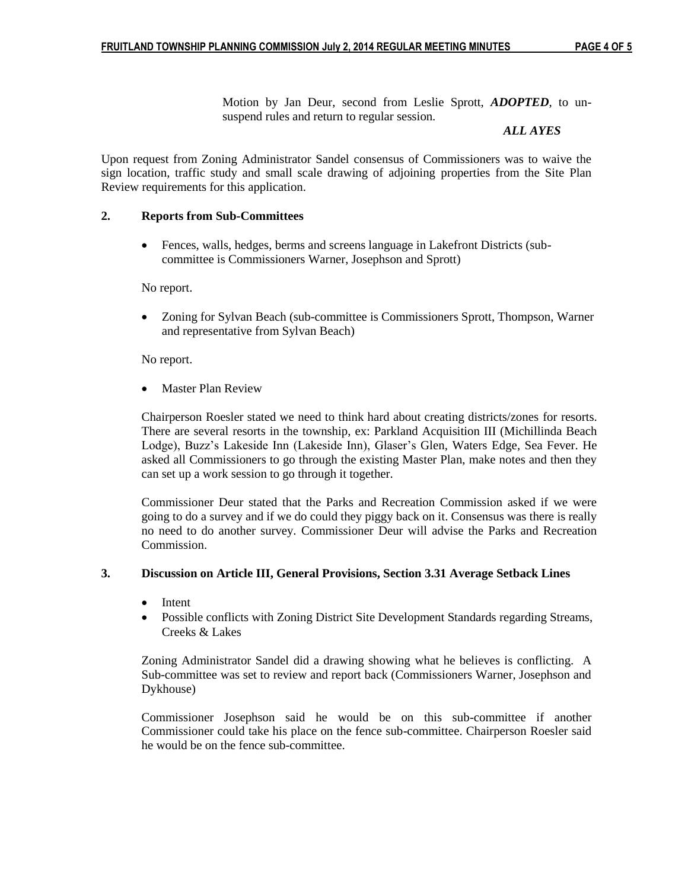Motion by Jan Deur, second from Leslie Sprott, ***ADOPTED***, to un-suspend rules and return to regular session.

***ALL AYES***

Upon request from Zoning Administrator Sandel consensus of Commissioners was to waive the sign location, traffic study and small scale drawing of adjoining properties from the Site Plan Review requirements for this application.

**2. Reports from Sub-Committees**

- Fences, walls, hedges, berms and screens language in Lakefront Districts (sub-committee is Commissioners Warner, Josephson and Sprott)

No report.

- Zoning for Sylvan Beach (sub-committee is Commissioners Sprott, Thompson, Warner and representative from Sylvan Beach)

No report.

- Master Plan Review

Chairperson Roesler stated we need to think hard about creating districts/zones for resorts. There are several resorts in the township, ex: Parkland Acquisition III (Michillinda Beach Lodge), Buzz's Lakeside Inn (Lakeside Inn), Glaser's Glen, Waters Edge, Sea Fever. He asked all Commissioners to go through the existing Master Plan, make notes and then they can set up a work session to go through it together.

Commissioner Deur stated that the Parks and Recreation Commission asked if we were going to do a survey and if we do could they piggy back on it. Consensus was there is really no need to do another survey. Commissioner Deur will advise the Parks and Recreation Commission.

**3. Discussion on Article III, General Provisions, Section 3.31 Average Setback Lines**

- Intent
- Possible conflicts with Zoning District Site Development Standards regarding Streams, Creeks & Lakes

Zoning Administrator Sandel did a drawing showing what he believes is conflicting. A Sub-committee was set to review and report back (Commissioners Warner, Josephson and Dykhouse)

Commissioner Josephson said he would be on this sub-committee if another Commissioner could take his place on the fence sub-committee. Chairperson Roesler said he would be on the fence sub-committee.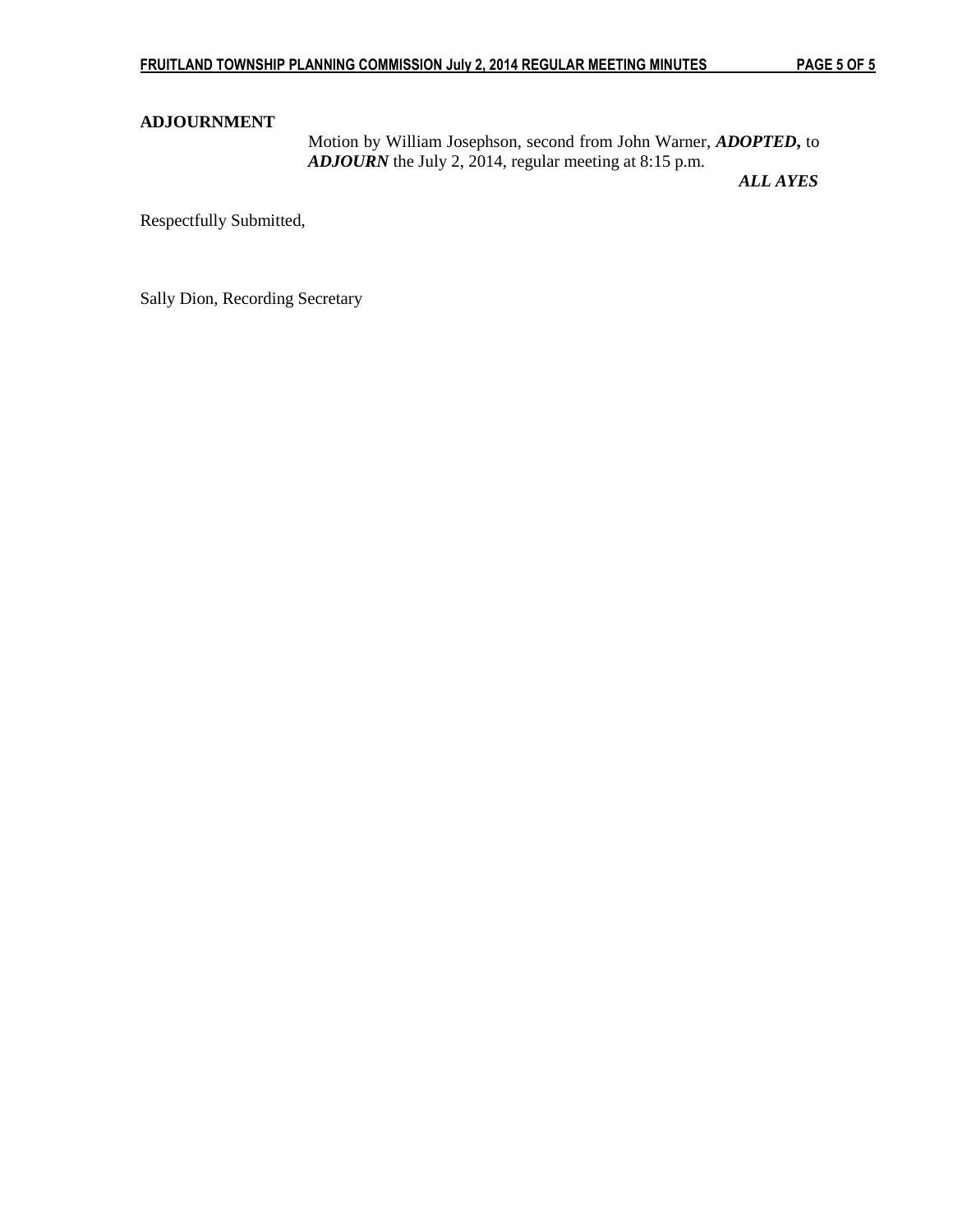**ADJOURNMENT**

Motion by William Josephson, second from John Warner, ***ADOPTED,*** to ***ADJOURN*** the July 2, 2014, regular meeting at 8:15 p.m.

***ALL AYES***

Respectfully Submitted,

Sally Dion, Recording Secretary